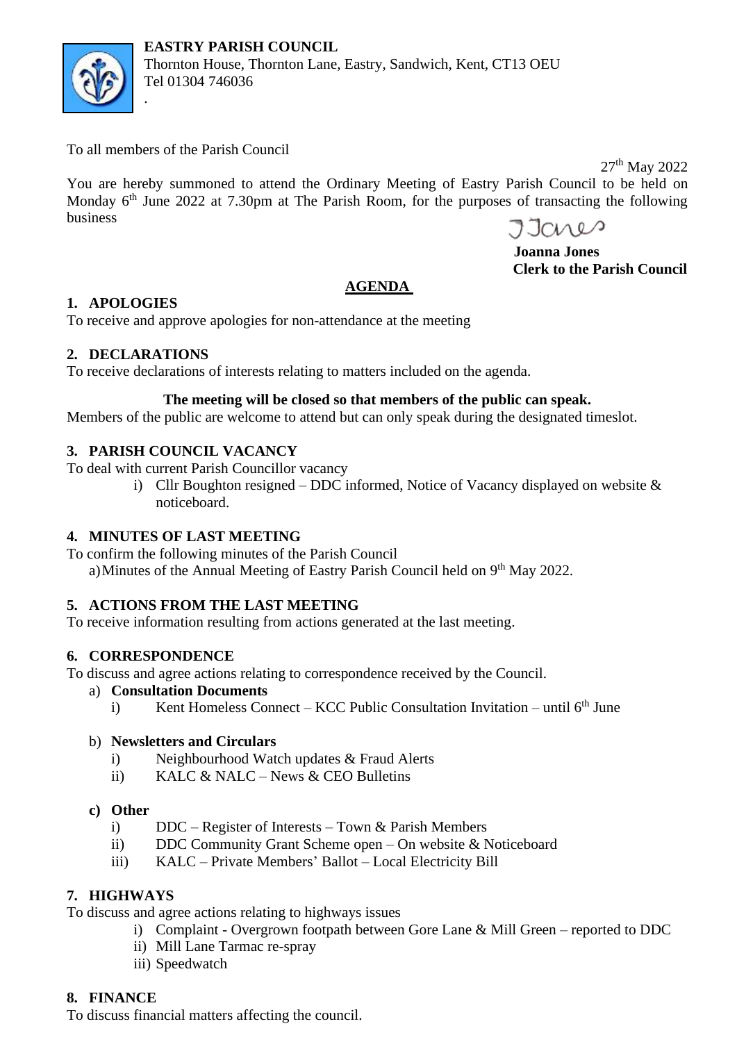**EASTRY PARISH COUNCIL**
Thornton House, Thornton Lane, Eastry, Sandwich, Kent, CT13 OEU
Tel 01304 746036
.

To all members of the Parish Council

27th May 2022

You are hereby summoned to attend the Ordinary Meeting of Eastry Parish Council to be held on Monday 6th June 2022 at 7.30pm at The Parish Room, for the purposes of transacting the following business

JJones

**Joanna Jones**
**Clerk to the Parish Council**

## AGENDA

### 1. APOLOGIES

To receive and approve apologies for non-attendance at the meeting

### 2. DECLARATIONS

To receive declarations of interests relating to matters included on the agenda.

**The meeting will be closed so that members of the public can speak.**

Members of the public are welcome to attend but can only speak during the designated timeslot.

### 3. PARISH COUNCIL VACANCY

To deal with current Parish Councillor vacancy

i) Cllr Boughton resigned – DDC informed, Notice of Vacancy displayed on website & noticeboard.

### 4. MINUTES OF LAST MEETING

To confirm the following minutes of the Parish Council

a) Minutes of the Annual Meeting of Eastry Parish Council held on 9th May 2022.

### 5. ACTIONS FROM THE LAST MEETING

To receive information resulting from actions generated at the last meeting.

### 6. CORRESPONDENCE

To discuss and agree actions relating to correspondence received by the Council.

a) **Consultation Documents**
   i) Kent Homeless Connect – KCC Public Consultation Invitation – until 6th June

b) **Newsletters and Circulars**
   i) Neighbourhood Watch updates & Fraud Alerts
   ii) KALC & NALC – News & CEO Bulletins

c) **Other**
   i) DDC – Register of Interests – Town & Parish Members
   ii) DDC Community Grant Scheme open – On website & Noticeboard
   iii) KALC – Private Members' Ballot – Local Electricity Bill

### 7. HIGHWAYS

To discuss and agree actions relating to highways issues

i) Complaint - Overgrown footpath between Gore Lane & Mill Green – reported to DDC
ii) Mill Lane Tarmac re-spray
iii) Speedwatch

### 8. FINANCE

To discuss financial matters affecting the council.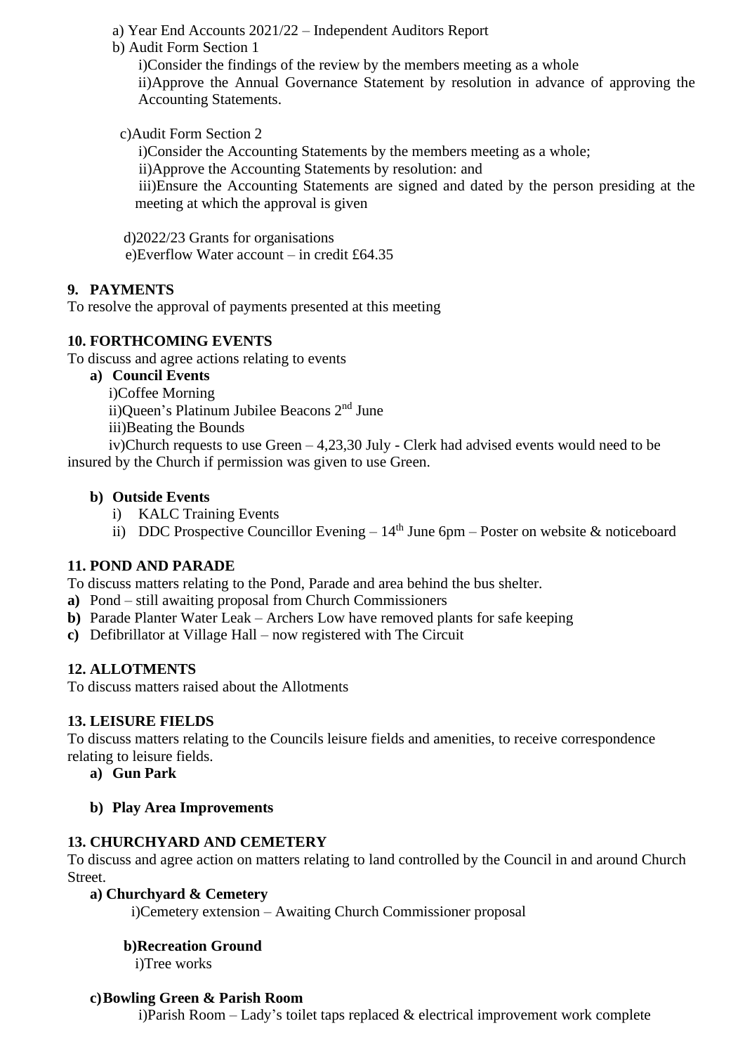a) Year End Accounts 2021/22 – Independent Auditors Report

b) Audit Form Section 1

i)Consider the findings of the review by the members meeting as a whole

ii)Approve the Annual Governance Statement by resolution in advance of approving the Accounting Statements.

c)Audit Form Section 2

i)Consider the Accounting Statements by the members meeting as a whole;

ii)Approve the Accounting Statements by resolution: and

iii)Ensure the Accounting Statements are signed and dated by the person presiding at the meeting at which the approval is given

d)2022/23 Grants for organisations

e)Everflow Water account – in credit £64.35

**9. PAYMENTS**

To resolve the approval of payments presented at this meeting

**10. FORTHCOMING EVENTS**

To discuss and agree actions relating to events

**a) Council Events**

i)Coffee Morning

ii)Queen's Platinum Jubilee Beacons 2nd June

iii)Beating the Bounds

iv)Church requests to use Green – 4,23,30 July - Clerk had advised events would need to be insured by the Church if permission was given to use Green.

**b) Outside Events**

i) KALC Training Events

ii) DDC Prospective Councillor Evening – 14th June 6pm – Poster on website & noticeboard

**11. POND AND PARADE**

To discuss matters relating to the Pond, Parade and area behind the bus shelter.

**a)** Pond – still awaiting proposal from Church Commissioners

**b)** Parade Planter Water Leak – Archers Low have removed plants for safe keeping

**c)** Defibrillator at Village Hall – now registered with The Circuit

**12. ALLOTMENTS**

To discuss matters raised about the Allotments

**13. LEISURE FIELDS**

To discuss matters relating to the Councils leisure fields and amenities, to receive correspondence relating to leisure fields.

**a) Gun Park**

**b) Play Area Improvements**

**13. CHURCHYARD AND CEMETERY**

To discuss and agree action on matters relating to land controlled by the Council in and around Church Street.

**a) Churchyard & Cemetery**

i)Cemetery extension – Awaiting Church Commissioner proposal

**b)Recreation Ground**

i)Tree works

**c)Bowling Green & Parish Room**

i)Parish Room – Lady's toilet taps replaced & electrical improvement work complete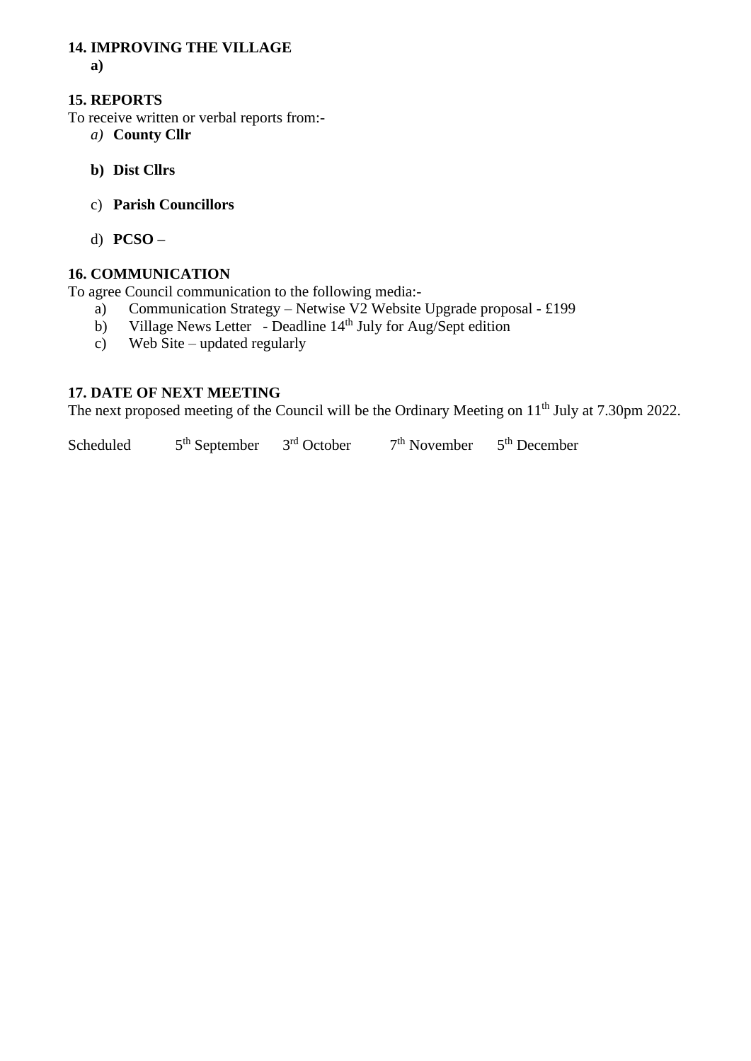**14. IMPROVING THE VILLAGE**

**a)**

**15. REPORTS**

To receive written or verbal reports from:-

*a)* **County Cllr**

**b) Dist Cllrs**

c) **Parish Councillors**

d) **PCSO –**

**16. COMMUNICATION**

To agree Council communication to the following media:-

a) Communication Strategy – Netwise V2 Website Upgrade proposal - £199

b) Village News Letter - Deadline 14th July for Aug/Sept edition

c) Web Site – updated regularly

**17. DATE OF NEXT MEETING**

The next proposed meeting of the Council will be the Ordinary Meeting on 11th July at 7.30pm 2022.

Scheduled 5th September 3rd October 7th November 5th December